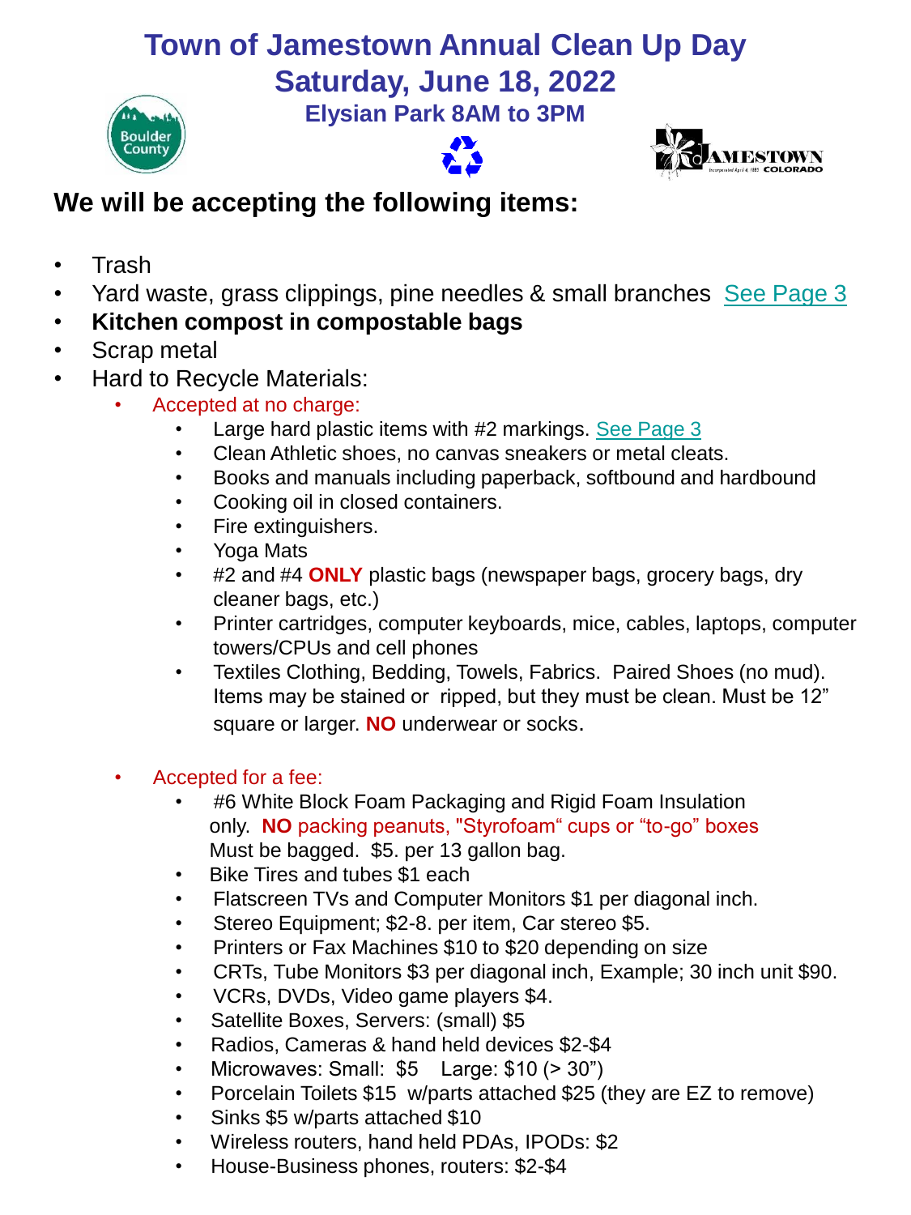# Town of Jamestown Annual Clean Up Day
# Saturday, June 18, 2022
### Elysian Park 8AM to 3PM

## We will be accepting the following items:

- Trash
- Yard waste, grass clippings, pine needles & small branches See Page 3
- **Kitchen compost in compostable bags**
- Scrap metal
- Hard to Recycle Materials:
  - Accepted at no charge:
    - Large hard plastic items with #2 markings. See Page 3
    - Clean Athletic shoes, no canvas sneakers or metal cleats.
    - Books and manuals including paperback, softbound and hardbound
    - Cooking oil in closed containers.
    - Fire extinguishers.
    - Yoga Mats
    - #2 and #4 **ONLY** plastic bags (newspaper bags, grocery bags, dry cleaner bags, etc.)
    - Printer cartridges, computer keyboards, mice, cables, laptops, computer towers/CPUs and cell phones
    - Textiles Clothing, Bedding, Towels, Fabrics. Paired Shoes (no mud). Items may be stained or ripped, but they must be clean. Must be 12" square or larger. **NO** underwear or socks.
  - Accepted for a fee:
    - #6 White Block Foam Packaging and Rigid Foam Insulation only. **NO** packing peanuts, "Styrofoam" cups or "to-go" boxes Must be bagged. $5. per 13 gallon bag.
    - Bike Tires and tubes $1 each
    - Flatscreen TVs and Computer Monitors $1 per diagonal inch.
    - Stereo Equipment; $2-8. per item, Car stereo $5.
    - Printers or Fax Machines $10 to $20 depending on size
    - CRTs, Tube Monitors $3 per diagonal inch, Example; 30 inch unit $90.
    - VCRs, DVDs, Video game players $4.
    - Satellite Boxes, Servers: (small) $5
    - Radios, Cameras & hand held devices $2-$4
    - Microwaves: Small: $5 Large: $10 (> 30")
    - Porcelain Toilets $15 w/parts attached $25 (they are EZ to remove)
    - Sinks $5 w/parts attached $10
    - Wireless routers, hand held PDAs, IPODs: $2
    - House-Business phones, routers: $2-$4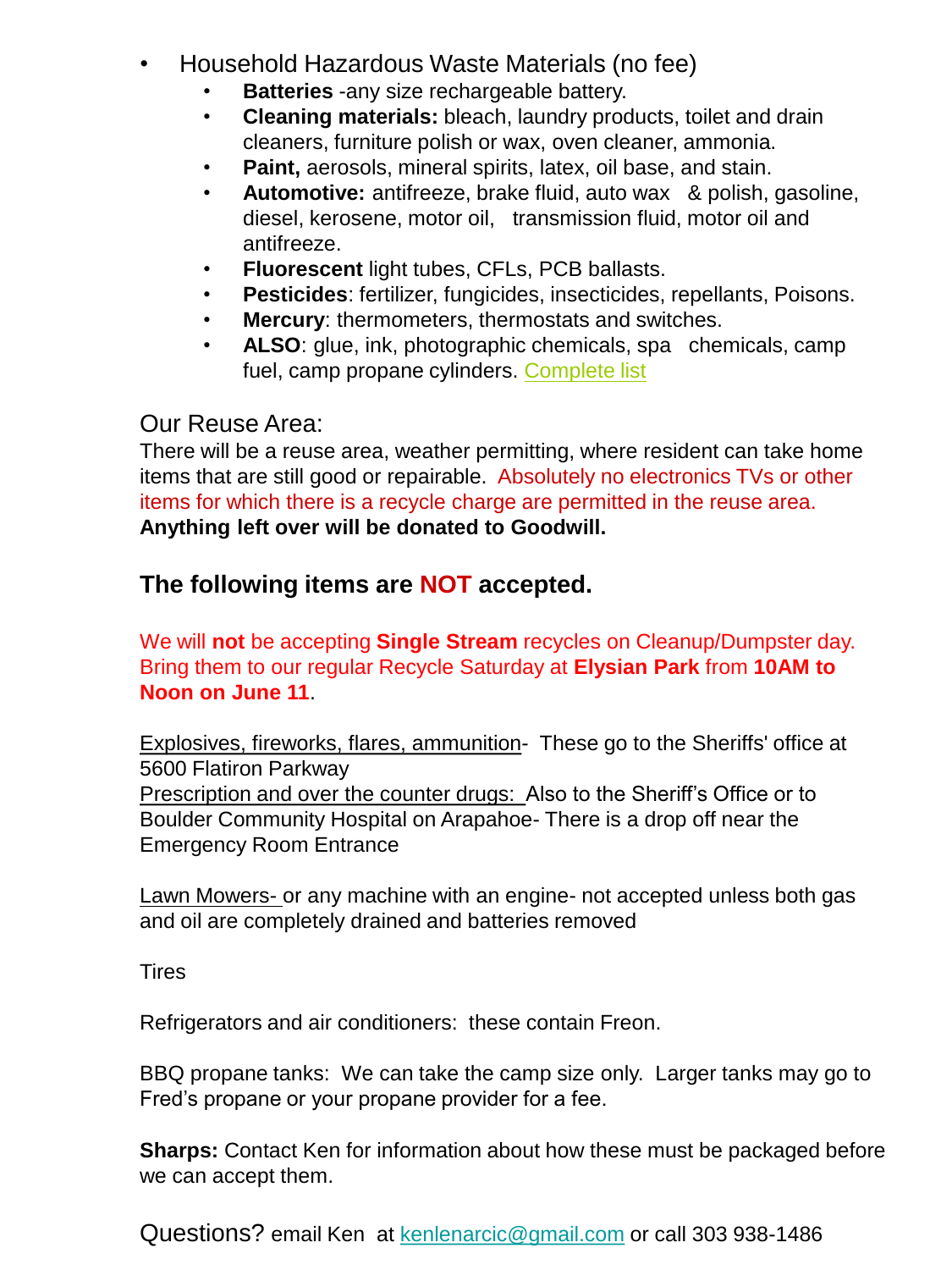- Household Hazardous Waste Materials (no fee)
  - **Batteries** -any size rechargeable battery.
  - **Cleaning materials:** bleach, laundry products, toilet and drain cleaners, furniture polish or wax, oven cleaner, ammonia.
  - **Paint,** aerosols, mineral spirits, latex, oil base, and stain.
  - **Automotive:** antifreeze, brake fluid, auto wax & polish, gasoline, diesel, kerosene, motor oil, transmission fluid, motor oil and antifreeze.
  - **Fluorescent** light tubes, CFLs, PCB ballasts.
  - **Pesticides**: fertilizer, fungicides, insecticides, repellants, Poisons.
  - **Mercury**: thermometers, thermostats and switches.
  - **ALSO**: glue, ink, photographic chemicals, spa chemicals, camp fuel, camp propane cylinders. Complete list

Our Reuse Area:

There will be a reuse area, weather permitting, where resident can take home items that are still good or repairable. Absolutely no electronics TVs or other items for which there is a recycle charge are permitted in the reuse area. **Anything left over will be donated to Goodwill.**

## The following items are NOT accepted.

We will **not** be accepting **Single Stream** recycles on Cleanup/Dumpster day. Bring them to our regular Recycle Saturday at **Elysian Park** from **10AM to Noon on June 11**.

Explosives, fireworks, flares, ammunition- These go to the Sheriffs' office at 5600 Flatiron Parkway

Prescription and over the counter drugs: Also to the Sheriff's Office or to Boulder Community Hospital on Arapahoe- There is a drop off near the Emergency Room Entrance

Lawn Mowers- or any machine with an engine- not accepted unless both gas and oil are completely drained and batteries removed

Tires

Refrigerators and air conditioners: these contain Freon.

BBQ propane tanks: We can take the camp size only. Larger tanks may go to Fred's propane or your propane provider for a fee.

**Sharps:** Contact Ken for information about how these must be packaged before we can accept them.

Questions? email Ken at kenlenarcic@gmail.com or call 303 938-1486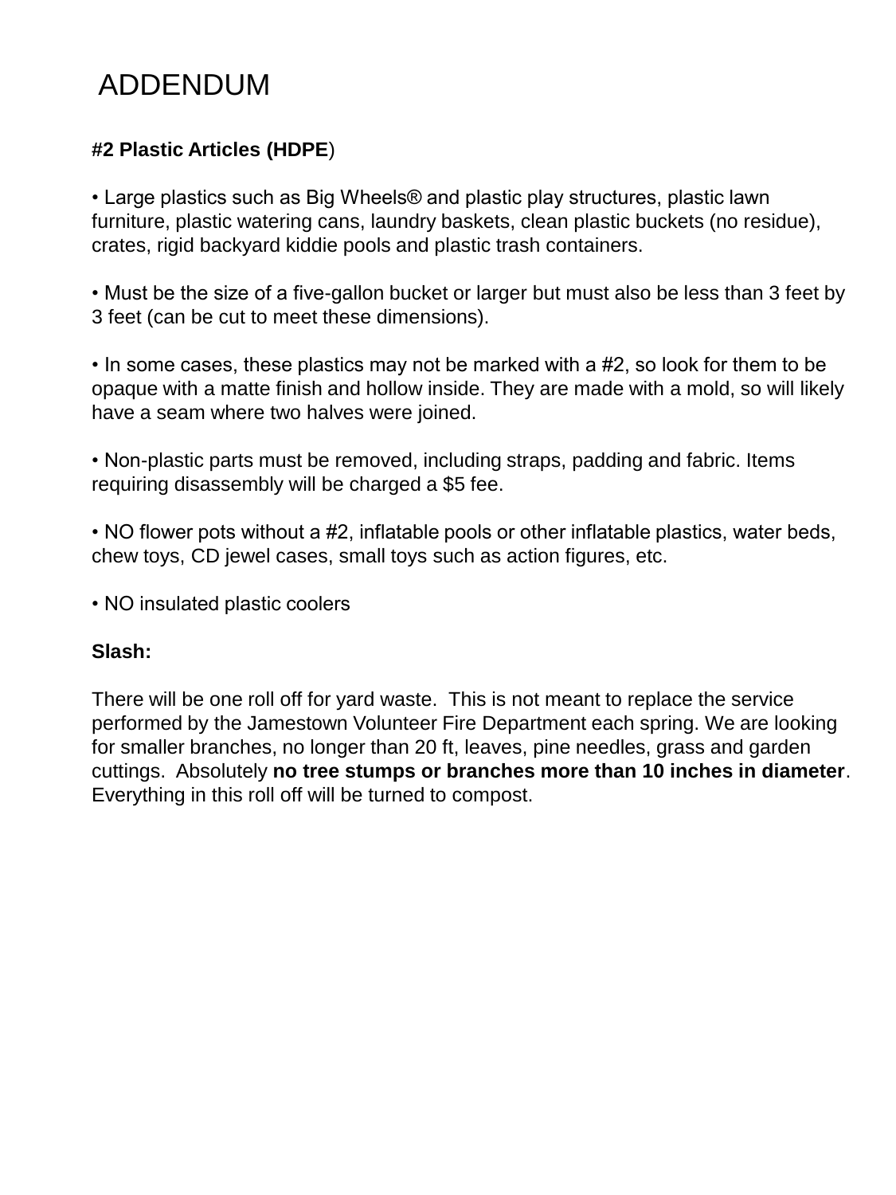# ADDENDUM

**#2 Plastic Articles (HDPE)**

• Large plastics such as Big Wheels® and plastic play structures, plastic lawn furniture, plastic watering cans, laundry baskets, clean plastic buckets (no residue), crates, rigid backyard kiddie pools and plastic trash containers.

• Must be the size of a five-gallon bucket or larger but must also be less than 3 feet by 3 feet (can be cut to meet these dimensions).

• In some cases, these plastics may not be marked with a #2, so look for them to be opaque with a matte finish and hollow inside. They are made with a mold, so will likely have a seam where two halves were joined.

• Non-plastic parts must be removed, including straps, padding and fabric. Items requiring disassembly will be charged a $5 fee.

• NO flower pots without a #2, inflatable pools or other inflatable plastics, water beds, chew toys, CD jewel cases, small toys such as action figures, etc.

• NO insulated plastic coolers

**Slash:**

There will be one roll off for yard waste. This is not meant to replace the service performed by the Jamestown Volunteer Fire Department each spring. We are looking for smaller branches, no longer than 20 ft, leaves, pine needles, grass and garden cuttings. Absolutely **no tree stumps or branches more than 10 inches in diameter**. Everything in this roll off will be turned to compost.